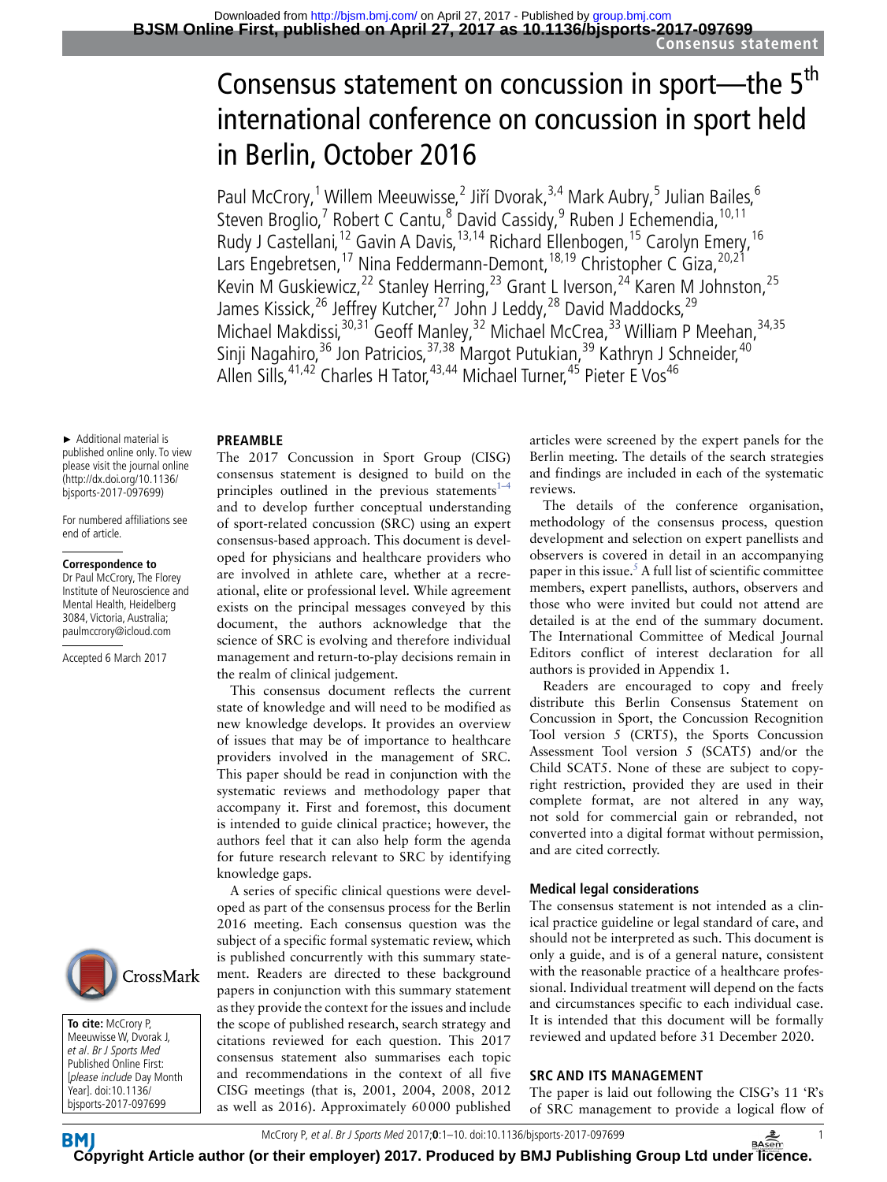# Consensus statement on concussion in sport—the 5th international conference on concussion in sport held in Berlin, October 2016

Paul McCrory,[1] Willem Meeuwisse,[2] Jiří Dvorak,[3,4] Mark Aubry,[5] Julian Bailes,[6] Steven Broglio,[7] Robert C Cantu,[8] David Cassidy,[9] Ruben J Echemendia,[10,11] Rudy J Castellani,[12] Gavin A Davis,[13,14] Richard Ellenbogen,[15] Carolyn Emery,[16] Lars Engebretsen,[17] Nina Feddermann-Demont,[18,19] Christopher C Giza,[20,21] Kevin M Guskiewicz,[22] Stanley Herring,[23] Grant L Iverson,[24] Karen M Johnston,[25] James Kissick,[26] Jeffrey Kutcher,[27] John J Leddy,[28] David Maddocks,[29] Michael Makdissi,[30,31] Geoff Manley,[32] Michael McCrea,[33] William P Meehan,[34,35] Sinji Nagahiro,[36] Jon Patricios,[37,38] Margot Putukian,[39] Kathryn J Schneider,[40] Allen Sills,[41,42] Charles H Tator,[43,44] Michael Turner,[45] Pieter E Vos[46]

► Additional material is published online only. To view please visit the journal online (http://dx.doi.org/10.1136/bjsports-2017-097699)

For numbered affiliations see end of article.

**Correspondence to**
Dr Paul McCrory, The Florey Institute of Neuroscience and Mental Health, Heidelberg 3084, Victoria, Australia; paulmccrory@icloud.com

Accepted 6 March 2017

**To cite:** McCrory P, Meeuwisse W, Dvorak J, *et al. Br J Sports Med* Published Online First: [*please include* Day Month Year]. doi:10.1136/bjsports-2017-097699

## PREAMBLE

The 2017 Concussion in Sport Group (CISG) consensus statement is designed to build on the principles outlined in the previous statements[1–4] and to develop further conceptual understanding of sport-related concussion (SRC) using an expert consensus-based approach. This document is developed for physicians and healthcare providers who are involved in athlete care, whether at a recreational, elite or professional level. While agreement exists on the principal messages conveyed by this document, the authors acknowledge that the science of SRC is evolving and therefore individual management and return-to-play decisions remain in the realm of clinical judgement.

This consensus document reflects the current state of knowledge and will need to be modified as new knowledge develops. It provides an overview of issues that may be of importance to healthcare providers involved in the management of SRC. This paper should be read in conjunction with the systematic reviews and methodology paper that accompany it. First and foremost, this document is intended to guide clinical practice; however, the authors feel that it can also help form the agenda for future research relevant to SRC by identifying knowledge gaps.

A series of specific clinical questions were developed as part of the consensus process for the Berlin 2016 meeting. Each consensus question was the subject of a specific formal systematic review, which is published concurrently with this summary statement. Readers are directed to these background papers in conjunction with this summary statement as they provide the context for the issues and include the scope of published research, search strategy and citations reviewed for each question. This 2017 consensus statement also summarises each topic and recommendations in the context of all five CISG meetings (that is, 2001, 2004, 2008, 2012 as well as 2016). Approximately 60 000 published articles were screened by the expert panels for the Berlin meeting. The details of the search strategies and findings are included in each of the systematic reviews.

The details of the conference organisation, methodology of the consensus process, question development and selection on expert panellists and observers is covered in detail in an accompanying paper in this issue.[5] A full list of scientific committee members, expert panellists, authors, observers and those who were invited but could not attend are detailed is at the end of the summary document. The International Committee of Medical Journal Editors conflict of interest declaration for all authors is provided in Appendix 1.

Readers are encouraged to copy and freely distribute this Berlin Consensus Statement on Concussion in Sport, the Concussion Recognition Tool version 5 (CRT5), the Sports Concussion Assessment Tool version 5 (SCAT5) and/or the Child SCAT5. None of these are subject to copyright restriction, provided they are used in their complete format, are not altered in any way, not sold for commercial gain or rebranded, not converted into a digital format without permission, and are cited correctly.

### Medical legal considerations

The consensus statement is not intended as a clinical practice guideline or legal standard of care, and should not be interpreted as such. This document is only a guide, and is of a general nature, consistent with the reasonable practice of a healthcare professional. Individual treatment will depend on the facts and circumstances specific to each individual case. It is intended that this document will be formally reviewed and updated before 31 December 2020.

## SRC AND ITS MANAGEMENT

The paper is laid out following the CISG's 11 'R's of SRC management to provide a logical flow of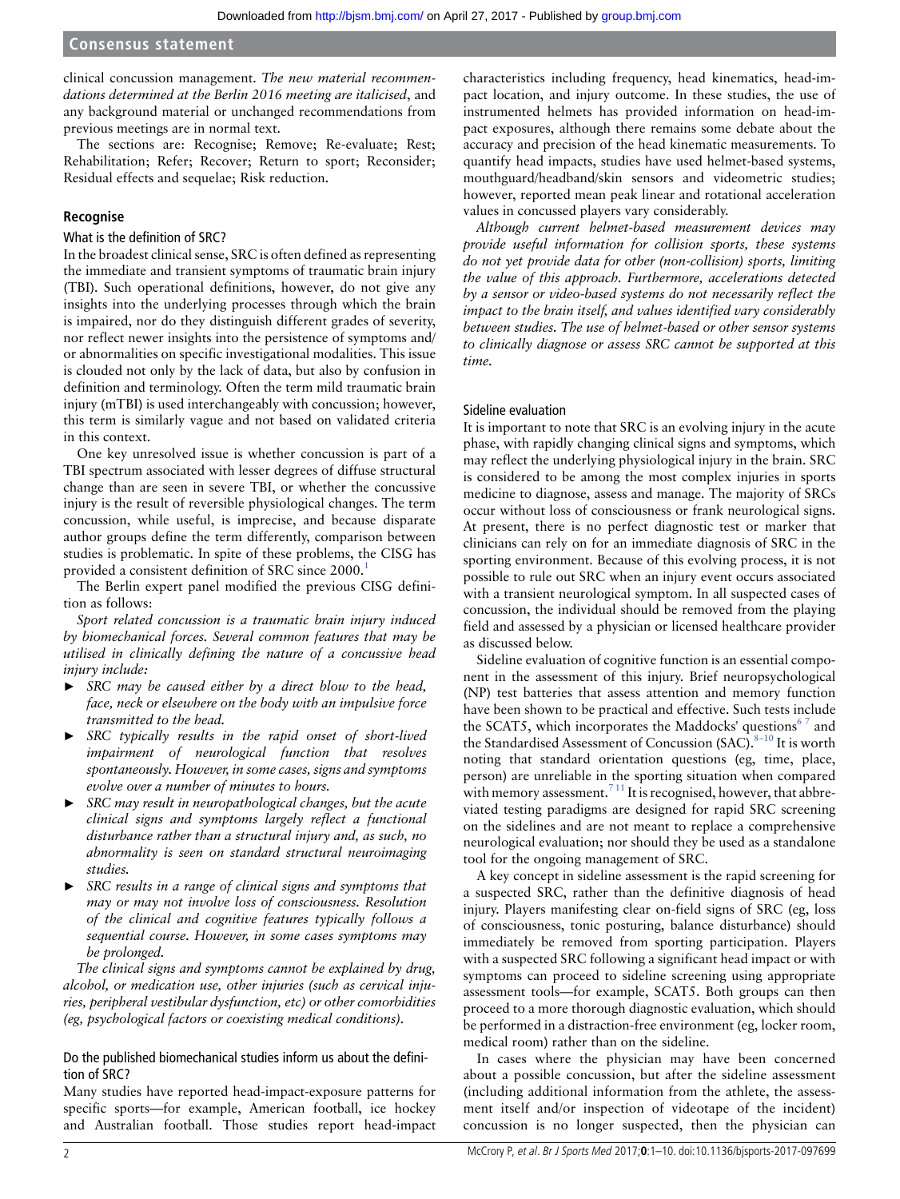clinical concussion management. *The new material recommendations determined at the Berlin 2016 meeting are italicised*, and any background material or unchanged recommendations from previous meetings are in normal text.

The sections are: Recognise; Remove; Re-evaluate; Rest; Rehabilitation; Refer; Recover; Return to sport; Reconsider; Residual effects and sequelae; Risk reduction.

## Recognise

### What is the definition of SRC?

In the broadest clinical sense, SRC is often defined as representing the immediate and transient symptoms of traumatic brain injury (TBI). Such operational definitions, however, do not give any insights into the underlying processes through which the brain is impaired, nor do they distinguish different grades of severity, nor reflect newer insights into the persistence of symptoms and/or abnormalities on specific investigational modalities. This issue is clouded not only by the lack of data, but also by confusion in definition and terminology. Often the term mild traumatic brain injury (mTBI) is used interchangeably with concussion; however, this term is similarly vague and not based on validated criteria in this context.

One key unresolved issue is whether concussion is part of a TBI spectrum associated with lesser degrees of diffuse structural change than are seen in severe TBI, or whether the concussive injury is the result of reversible physiological changes. The term concussion, while useful, is imprecise, and because disparate author groups define the term differently, comparison between studies is problematic. In spite of these problems, the CISG has provided a consistent definition of SRC since 2000.[1]

The Berlin expert panel modified the previous CISG definition as follows:

*Sport related concussion is a traumatic brain injury induced by biomechanical forces. Several common features that may be utilised in clinically defining the nature of a concussive head injury include:*

- *SRC may be caused either by a direct blow to the head, face, neck or elsewhere on the body with an impulsive force transmitted to the head.*
- *SRC typically results in the rapid onset of short-lived impairment of neurological function that resolves spontaneously. However, in some cases, signs and symptoms evolve over a number of minutes to hours.*
- *SRC may result in neuropathological changes, but the acute clinical signs and symptoms largely reflect a functional disturbance rather than a structural injury and, as such, no abnormality is seen on standard structural neuroimaging studies.*
- *SRC results in a range of clinical signs and symptoms that may or may not involve loss of consciousness. Resolution of the clinical and cognitive features typically follows a sequential course. However, in some cases symptoms may be prolonged.*

*The clinical signs and symptoms cannot be explained by drug, alcohol, or medication use, other injuries (such as cervical injuries, peripheral vestibular dysfunction, etc) or other comorbidities (eg, psychological factors or coexisting medical conditions).*

### Do the published biomechanical studies inform us about the definition of SRC?

Many studies have reported head-impact-exposure patterns for specific sports—for example, American football, ice hockey and Australian football. Those studies report head-impact characteristics including frequency, head kinematics, head-impact location, and injury outcome. In these studies, the use of instrumented helmets has provided information on head-impact exposures, although there remains some debate about the accuracy and precision of the head kinematic measurements. To quantify head impacts, studies have used helmet-based systems, mouthguard/headband/skin sensors and videometric studies; however, reported mean peak linear and rotational acceleration values in concussed players vary considerably.

*Although current helmet-based measurement devices may provide useful information for collision sports, these systems do not yet provide data for other (non-collision) sports, limiting the value of this approach. Furthermore, accelerations detected by a sensor or video-based systems do not necessarily reflect the impact to the brain itself, and values identified vary considerably between studies. The use of helmet-based or other sensor systems to clinically diagnose or assess SRC cannot be supported at this time.*

### Sideline evaluation

It is important to note that SRC is an evolving injury in the acute phase, with rapidly changing clinical signs and symptoms, which may reflect the underlying physiological injury in the brain. SRC is considered to be among the most complex injuries in sports medicine to diagnose, assess and manage. The majority of SRCs occur without loss of consciousness or frank neurological signs. At present, there is no perfect diagnostic test or marker that clinicians can rely on for an immediate diagnosis of SRC in the sporting environment. Because of this evolving process, it is not possible to rule out SRC when an injury event occurs associated with a transient neurological symptom. In all suspected cases of concussion, the individual should be removed from the playing field and assessed by a physician or licensed healthcare provider as discussed below.

Sideline evaluation of cognitive function is an essential component in the assessment of this injury. Brief neuropsychological (NP) test batteries that assess attention and memory function have been shown to be practical and effective. Such tests include the SCAT5, which incorporates the Maddocks' questions[6,7] and the Standardised Assessment of Concussion (SAC).[8–10] It is worth noting that standard orientation questions (eg, time, place, person) are unreliable in the sporting situation when compared with memory assessment.[7,11] It is recognised, however, that abbreviated testing paradigms are designed for rapid SRC screening on the sidelines and are not meant to replace a comprehensive neurological evaluation; nor should they be used as a standalone tool for the ongoing management of SRC.

A key concept in sideline assessment is the rapid screening for a suspected SRC, rather than the definitive diagnosis of head injury. Players manifesting clear on-field signs of SRC (eg, loss of consciousness, tonic posturing, balance disturbance) should immediately be removed from sporting participation. Players with a suspected SRC following a significant head impact or with symptoms can proceed to sideline screening using appropriate assessment tools—for example, SCAT5. Both groups can then proceed to a more thorough diagnostic evaluation, which should be performed in a distraction-free environment (eg, locker room, medical room) rather than on the sideline.

In cases where the physician may have been concerned about a possible concussion, but after the sideline assessment (including additional information from the athlete, the assessment itself and/or inspection of videotape of the incident) concussion is no longer suspected, then the physician can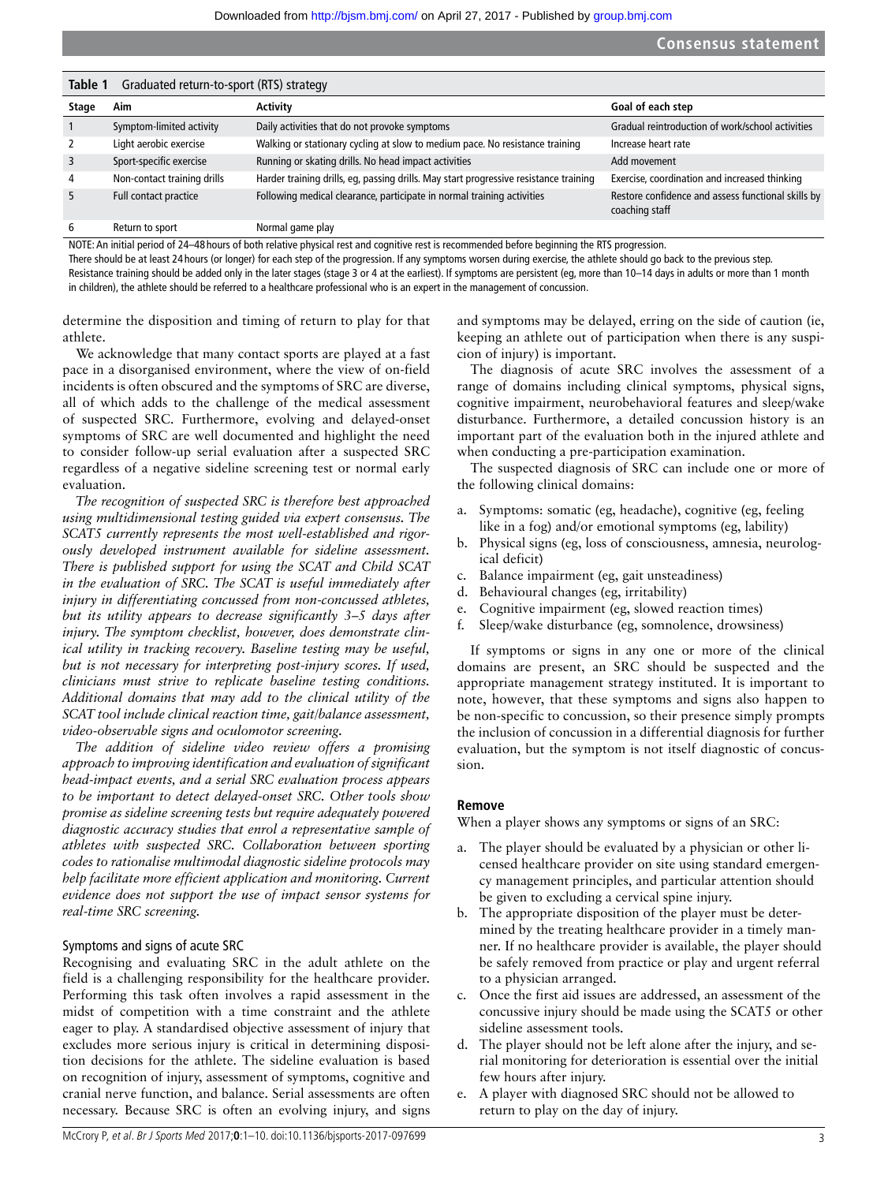**Table 1** Graduated return-to-sport (RTS) strategy

| Stage | Aim | Activity | Goal of each step |
|---|---|---|---|
| 1 | Symptom-limited activity | Daily activities that do not provoke symptoms | Gradual reintroduction of work/school activities |
| 2 | Light aerobic exercise | Walking or stationary cycling at slow to medium pace. No resistance training | Increase heart rate |
| 3 | Sport-specific exercise | Running or skating drills. No head impact activities | Add movement |
| 4 | Non-contact training drills | Harder training drills, eg, passing drills. May start progressive resistance training | Exercise, coordination and increased thinking |
| 5 | Full contact practice | Following medical clearance, participate in normal training activities | Restore confidence and assess functional skills by coaching staff |
| 6 | Return to sport | Normal game play | |

NOTE: An initial period of 24–48 hours of both relative physical rest and cognitive rest is recommended before beginning the RTS progression.
There should be at least 24 hours (or longer) for each step of the progression. If any symptoms worsen during exercise, the athlete should go back to the previous step.
Resistance training should be added only in the later stages (stage 3 or 4 at the earliest). If symptoms are persistent (eg, more than 10–14 days in adults or more than 1 month in children), the athlete should be referred to a healthcare professional who is an expert in the management of concussion.

determine the disposition and timing of return to play for that athlete.

We acknowledge that many contact sports are played at a fast pace in a disorganised environment, where the view of on-field incidents is often obscured and the symptoms of SRC are diverse, all of which adds to the challenge of the medical assessment of suspected SRC. Furthermore, evolving and delayed-onset symptoms of SRC are well documented and highlight the need to consider follow-up serial evaluation after a suspected SRC regardless of a negative sideline screening test or normal early evaluation.

*The recognition of suspected SRC is therefore best approached using multidimensional testing guided via expert consensus. The SCAT5 currently represents the most well-established and rigorously developed instrument available for sideline assessment. There is published support for using the SCAT and Child SCAT in the evaluation of SRC. The SCAT is useful immediately after injury in differentiating concussed from non-concussed athletes, but its utility appears to decrease significantly 3–5 days after injury. The symptom checklist, however, does demonstrate clinical utility in tracking recovery. Baseline testing may be useful, but is not necessary for interpreting post-injury scores. If used, clinicians must strive to replicate baseline testing conditions. Additional domains that may add to the clinical utility of the SCAT tool include clinical reaction time, gait/balance assessment, video-observable signs and oculomotor screening.*

*The addition of sideline video review offers a promising approach to improving identification and evaluation of significant head-impact events, and a serial SRC evaluation process appears to be important to detect delayed-onset SRC. Other tools show promise as sideline screening tests but require adequately powered diagnostic accuracy studies that enrol a representative sample of athletes with suspected SRC. Collaboration between sporting codes to rationalise multimodal diagnostic sideline protocols may help facilitate more efficient application and monitoring. Current evidence does not support the use of impact sensor systems for real-time SRC screening.*

### Symptoms and signs of acute SRC

Recognising and evaluating SRC in the adult athlete on the field is a challenging responsibility for the healthcare provider. Performing this task often involves a rapid assessment in the midst of competition with a time constraint and the athlete eager to play. A standardised objective assessment of injury that excludes more serious injury is critical in determining disposition decisions for the athlete. The sideline evaluation is based on recognition of injury, assessment of symptoms, cognitive and cranial nerve function, and balance. Serial assessments are often necessary. Because SRC is often an evolving injury, and signs and symptoms may be delayed, erring on the side of caution (ie, keeping an athlete out of participation when there is any suspicion of injury) is important.

The diagnosis of acute SRC involves the assessment of a range of domains including clinical symptoms, physical signs, cognitive impairment, neurobehavioral features and sleep/wake disturbance. Furthermore, a detailed concussion history is an important part of the evaluation both in the injured athlete and when conducting a pre-participation examination.

The suspected diagnosis of SRC can include one or more of the following clinical domains:

a. Symptoms: somatic (eg, headache), cognitive (eg, feeling like in a fog) and/or emotional symptoms (eg, lability)
b. Physical signs (eg, loss of consciousness, amnesia, neurological deficit)
c. Balance impairment (eg, gait unsteadiness)
d. Behavioural changes (eg, irritability)
e. Cognitive impairment (eg, slowed reaction times)
f. Sleep/wake disturbance (eg, somnolence, drowsiness)

If symptoms or signs in any one or more of the clinical domains are present, an SRC should be suspected and the appropriate management strategy instituted. It is important to note, however, that these symptoms and signs also happen to be non-specific to concussion, so their presence simply prompts the inclusion of concussion in a differential diagnosis for further evaluation, but the symptom is not itself diagnostic of concussion.

#### Remove

When a player shows any symptoms or signs of an SRC:

a. The player should be evaluated by a physician or other licensed healthcare provider on site using standard emergency management principles, and particular attention should be given to excluding a cervical spine injury.
b. The appropriate disposition of the player must be determined by the treating healthcare provider in a timely manner. If no healthcare provider is available, the player should be safely removed from practice or play and urgent referral to a physician arranged.
c. Once the first aid issues are addressed, an assessment of the concussive injury should be made using the SCAT5 or other sideline assessment tools.
d. The player should not be left alone after the injury, and serial monitoring for deterioration is essential over the initial few hours after injury.
e. A player with diagnosed SRC should not be allowed to return to play on the day of injury.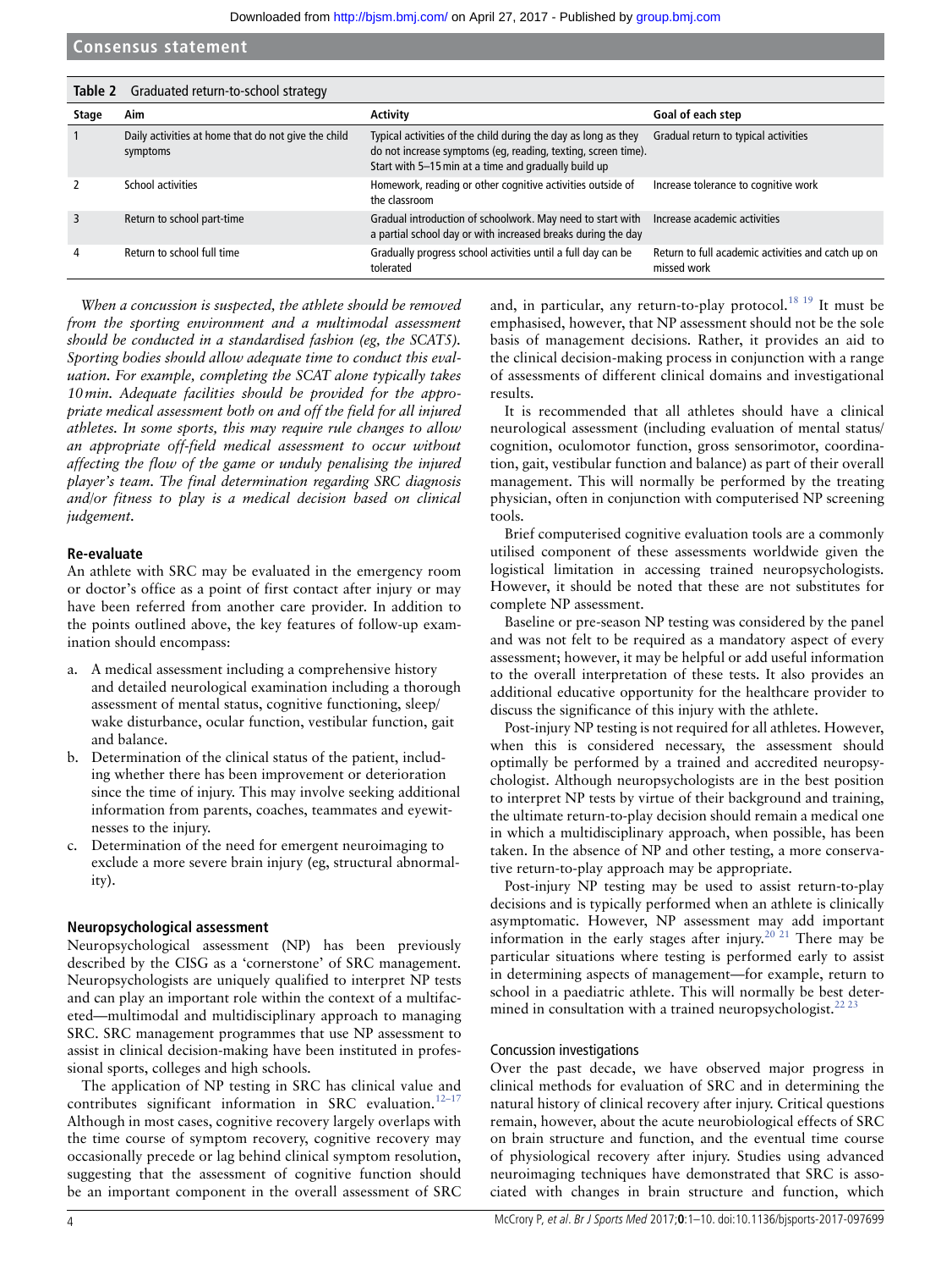**Table 2** Graduated return-to-school strategy

| Stage | Aim | Activity | Goal of each step |
|---|---|---|---|
| 1 | Daily activities at home that do not give the child symptoms | Typical activities of the child during the day as long as they do not increase symptoms (eg, reading, texting, screen time). Start with 5–15 min at a time and gradually build up | Gradual return to typical activities |
| 2 | School activities | Homework, reading or other cognitive activities outside of the classroom | Increase tolerance to cognitive work |
| 3 | Return to school part-time | Gradual introduction of schoolwork. May need to start with a partial school day or with increased breaks during the day | Increase academic activities |
| 4 | Return to school full time | Gradually progress school activities until a full day can be tolerated | Return to full academic activities and catch up on missed work |

*When a concussion is suspected, the athlete should be removed from the sporting environment and a multimodal assessment should be conducted in a standardised fashion (eg, the SCAT5). Sporting bodies should allow adequate time to conduct this evaluation. For example, completing the SCAT alone typically takes 10 min. Adequate facilities should be provided for the appropriate medical assessment both on and off the field for all injured athletes. In some sports, this may require rule changes to allow an appropriate off-field medical assessment to occur without affecting the flow of the game or unduly penalising the injured player's team. The final determination regarding SRC diagnosis and/or fitness to play is a medical decision based on clinical judgement.*

### Re-evaluate

An athlete with SRC may be evaluated in the emergency room or doctor's office as a point of first contact after injury or may have been referred from another care provider. In addition to the points outlined above, the key features of follow-up examination should encompass:

a. A medical assessment including a comprehensive history and detailed neurological examination including a thorough assessment of mental status, cognitive functioning, sleep/wake disturbance, ocular function, vestibular function, gait and balance.
b. Determination of the clinical status of the patient, including whether there has been improvement or deterioration since the time of injury. This may involve seeking additional information from parents, coaches, teammates and eyewitnesses to the injury.
c. Determination of the need for emergent neuroimaging to exclude a more severe brain injury (eg, structural abnormality).

### Neuropsychological assessment

Neuropsychological assessment (NP) has been previously described by the CISG as a 'cornerstone' of SRC management. Neuropsychologists are uniquely qualified to interpret NP tests and can play an important role within the context of a multifaceted—multimodal and multidisciplinary approach to managing SRC. SRC management programmes that use NP assessment to assist in clinical decision-making have been instituted in professional sports, colleges and high schools.

The application of NP testing in SRC has clinical value and contributes significant information in SRC evaluation.[12–17] Although in most cases, cognitive recovery largely overlaps with the time course of symptom recovery, cognitive recovery may occasionally precede or lag behind clinical symptom resolution, suggesting that the assessment of cognitive function should be an important component in the overall assessment of SRC and, in particular, any return-to-play protocol.[18 19] It must be emphasised, however, that NP assessment should not be the sole basis of management decisions. Rather, it provides an aid to the clinical decision-making process in conjunction with a range of assessments of different clinical domains and investigational results.

It is recommended that all athletes should have a clinical neurological assessment (including evaluation of mental status/cognition, oculomotor function, gross sensorimotor, coordination, gait, vestibular function and balance) as part of their overall management. This will normally be performed by the treating physician, often in conjunction with computerised NP screening tools.

Brief computerised cognitive evaluation tools are a commonly utilised component of these assessments worldwide given the logistical limitation in accessing trained neuropsychologists. However, it should be noted that these are not substitutes for complete NP assessment.

Baseline or pre-season NP testing was considered by the panel and was not felt to be required as a mandatory aspect of every assessment; however, it may be helpful or add useful information to the overall interpretation of these tests. It also provides an additional educative opportunity for the healthcare provider to discuss the significance of this injury with the athlete.

Post-injury NP testing is not required for all athletes. However, when this is considered necessary, the assessment should optimally be performed by a trained and accredited neuropsychologist. Although neuropsychologists are in the best position to interpret NP tests by virtue of their background and training, the ultimate return-to-play decision should remain a medical one in which a multidisciplinary approach, when possible, has been taken. In the absence of NP and other testing, a more conservative return-to-play approach may be appropriate.

Post-injury NP testing may be used to assist return-to-play decisions and is typically performed when an athlete is clinically asymptomatic. However, NP assessment may add important information in the early stages after injury.[20 21] There may be particular situations where testing is performed early to assist in determining aspects of management—for example, return to school in a paediatric athlete. This will normally be best determined in consultation with a trained neuropsychologist.[22 23]

#### Concussion investigations

Over the past decade, we have observed major progress in clinical methods for evaluation of SRC and in determining the natural history of clinical recovery after injury. Critical questions remain, however, about the acute neurobiological effects of SRC on brain structure and function, and the eventual time course of physiological recovery after injury. Studies using advanced neuroimaging techniques have demonstrated that SRC is associated with changes in brain structure and function, which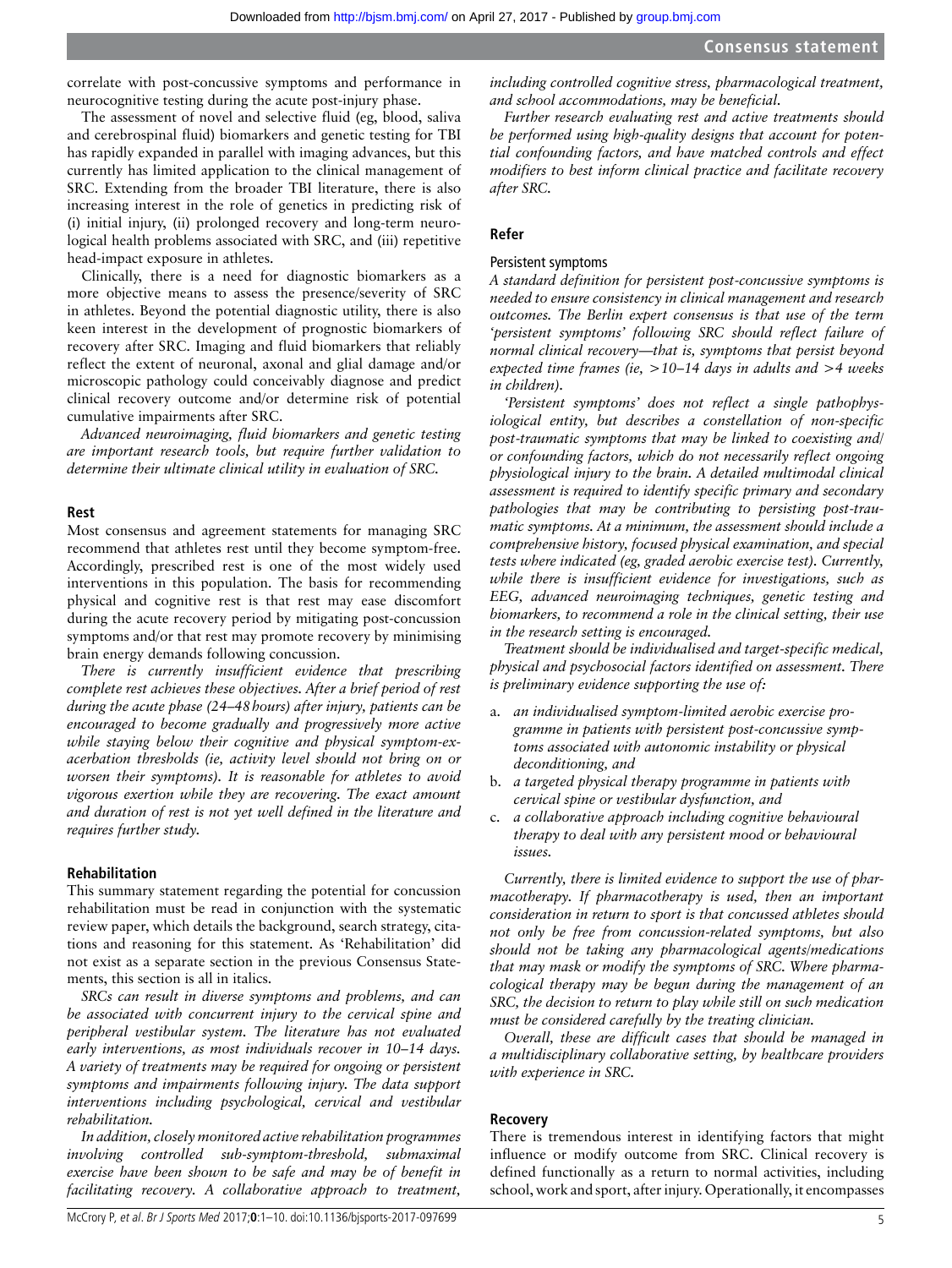correlate with post-concussive symptoms and performance in neurocognitive testing during the acute post-injury phase.

The assessment of novel and selective fluid (eg, blood, saliva and cerebrospinal fluid) biomarkers and genetic testing for TBI has rapidly expanded in parallel with imaging advances, but this currently has limited application to the clinical management of SRC. Extending from the broader TBI literature, there is also increasing interest in the role of genetics in predicting risk of (i) initial injury, (ii) prolonged recovery and long-term neurological health problems associated with SRC, and (iii) repetitive head-impact exposure in athletes.

Clinically, there is a need for diagnostic biomarkers as a more objective means to assess the presence/severity of SRC in athletes. Beyond the potential diagnostic utility, there is also keen interest in the development of prognostic biomarkers of recovery after SRC. Imaging and fluid biomarkers that reliably reflect the extent of neuronal, axonal and glial damage and/or microscopic pathology could conceivably diagnose and predict clinical recovery outcome and/or determine risk of potential cumulative impairments after SRC.

*Advanced neuroimaging, fluid biomarkers and genetic testing are important research tools, but require further validation to determine their ultimate clinical utility in evaluation of SRC.*

## Rest

Most consensus and agreement statements for managing SRC recommend that athletes rest until they become symptom-free. Accordingly, prescribed rest is one of the most widely used interventions in this population. The basis for recommending physical and cognitive rest is that rest may ease discomfort during the acute recovery period by mitigating post-concussion symptoms and/or that rest may promote recovery by minimising brain energy demands following concussion.

*There is currently insufficient evidence that prescribing complete rest achieves these objectives. After a brief period of rest during the acute phase (24–48 hours) after injury, patients can be encouraged to become gradually and progressively more active while staying below their cognitive and physical symptom-exacerbation thresholds (ie, activity level should not bring on or worsen their symptoms). It is reasonable for athletes to avoid vigorous exertion while they are recovering. The exact amount and duration of rest is not yet well defined in the literature and requires further study.*

## Rehabilitation

This summary statement regarding the potential for concussion rehabilitation must be read in conjunction with the systematic review paper, which details the background, search strategy, citations and reasoning for this statement. As 'Rehabilitation' did not exist as a separate section in the previous Consensus Statements, this section is all in italics.

*SRCs can result in diverse symptoms and problems, and can be associated with concurrent injury to the cervical spine and peripheral vestibular system. The literature has not evaluated early interventions, as most individuals recover in 10–14 days. A variety of treatments may be required for ongoing or persistent symptoms and impairments following injury. The data support interventions including psychological, cervical and vestibular rehabilitation.*

*In addition, closely monitored active rehabilitation programmes involving controlled sub-symptom-threshold, submaximal exercise have been shown to be safe and may be of benefit in facilitating recovery. A collaborative approach to treatment, including controlled cognitive stress, pharmacological treatment, and school accommodations, may be beneficial.*

*Further research evaluating rest and active treatments should be performed using high-quality designs that account for potential confounding factors, and have matched controls and effect modifiers to best inform clinical practice and facilitate recovery after SRC.*

## Refer

### Persistent symptoms

*A standard definition for persistent post-concussive symptoms is needed to ensure consistency in clinical management and research outcomes. The Berlin expert consensus is that use of the term 'persistent symptoms' following SRC should reflect failure of normal clinical recovery—that is, symptoms that persist beyond expected time frames (ie, >10–14 days in adults and >4 weeks in children).*

*'Persistent symptoms' does not reflect a single pathophysiological entity, but describes a constellation of non-specific post-traumatic symptoms that may be linked to coexisting and/or confounding factors, which do not necessarily reflect ongoing physiological injury to the brain. A detailed multimodal clinical assessment is required to identify specific primary and secondary pathologies that may be contributing to persisting post-traumatic symptoms. At a minimum, the assessment should include a comprehensive history, focused physical examination, and special tests where indicated (eg, graded aerobic exercise test). Currently, while there is insufficient evidence for investigations, such as EEG, advanced neuroimaging techniques, genetic testing and biomarkers, to recommend a role in the clinical setting, their use in the research setting is encouraged.*

*Treatment should be individualised and target-specific medical, physical and psychosocial factors identified on assessment. There is preliminary evidence supporting the use of:*

a. *an individualised symptom-limited aerobic exercise programme in patients with persistent post-concussive symptoms associated with autonomic instability or physical deconditioning, and*
b. *a targeted physical therapy programme in patients with cervical spine or vestibular dysfunction, and*
c. *a collaborative approach including cognitive behavioural therapy to deal with any persistent mood or behavioural issues.*

*Currently, there is limited evidence to support the use of pharmacotherapy. If pharmacotherapy is used, then an important consideration in return to sport is that concussed athletes should not only be free from concussion-related symptoms, but also should not be taking any pharmacological agents/medications that may mask or modify the symptoms of SRC. Where pharmacological therapy may be begun during the management of an SRC, the decision to return to play while still on such medication must be considered carefully by the treating clinician.*

*Overall, these are difficult cases that should be managed in a multidisciplinary collaborative setting, by healthcare providers with experience in SRC.*

## Recovery

There is tremendous interest in identifying factors that might influence or modify outcome from SRC. Clinical recovery is defined functionally as a return to normal activities, including school, work and sport, after injury. Operationally, it encompasses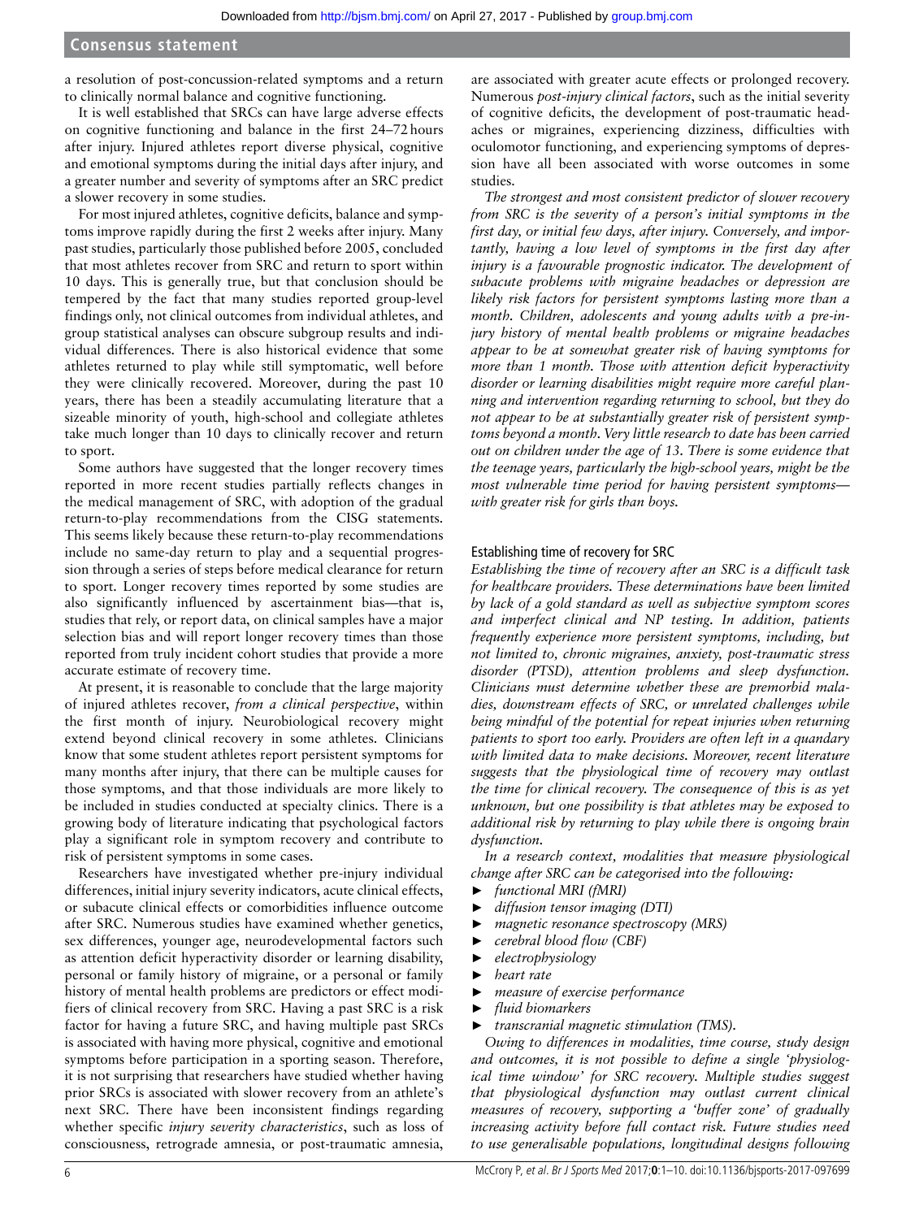a resolution of post-concussion-related symptoms and a return to clinically normal balance and cognitive functioning.

It is well established that SRCs can have large adverse effects on cognitive functioning and balance in the first 24–72 hours after injury. Injured athletes report diverse physical, cognitive and emotional symptoms during the initial days after injury, and a greater number and severity of symptoms after an SRC predict a slower recovery in some studies.

For most injured athletes, cognitive deficits, balance and symptoms improve rapidly during the first 2 weeks after injury. Many past studies, particularly those published before 2005, concluded that most athletes recover from SRC and return to sport within 10 days. This is generally true, but that conclusion should be tempered by the fact that many studies reported group-level findings only, not clinical outcomes from individual athletes, and group statistical analyses can obscure subgroup results and individual differences. There is also historical evidence that some athletes returned to play while still symptomatic, well before they were clinically recovered. Moreover, during the past 10 years, there has been a steadily accumulating literature that a sizeable minority of youth, high-school and collegiate athletes take much longer than 10 days to clinically recover and return to sport.

Some authors have suggested that the longer recovery times reported in more recent studies partially reflects changes in the medical management of SRC, with adoption of the gradual return-to-play recommendations from the CISG statements. This seems likely because these return-to-play recommendations include no same-day return to play and a sequential progression through a series of steps before medical clearance for return to sport. Longer recovery times reported by some studies are also significantly influenced by ascertainment bias—that is, studies that rely, or report data, on clinical samples have a major selection bias and will report longer recovery times than those reported from truly incident cohort studies that provide a more accurate estimate of recovery time.

At present, it is reasonable to conclude that the large majority of injured athletes recover, *from a clinical perspective*, within the first month of injury. Neurobiological recovery might extend beyond clinical recovery in some athletes. Clinicians know that some student athletes report persistent symptoms for many months after injury, that there can be multiple causes for those symptoms, and that those individuals are more likely to be included in studies conducted at specialty clinics. There is a growing body of literature indicating that psychological factors play a significant role in symptom recovery and contribute to risk of persistent symptoms in some cases.

Researchers have investigated whether pre-injury individual differences, initial injury severity indicators, acute clinical effects, or subacute clinical effects or comorbidities influence outcome after SRC. Numerous studies have examined whether genetics, sex differences, younger age, neurodevelopmental factors such as attention deficit hyperactivity disorder or learning disability, personal or family history of migraine, or a personal or family history of mental health problems are predictors or effect modifiers of clinical recovery from SRC. Having a past SRC is a risk factor for having a future SRC, and having multiple past SRCs is associated with having more physical, cognitive and emotional symptoms before participation in a sporting season. Therefore, it is not surprising that researchers have studied whether having prior SRCs is associated with slower recovery from an athlete's next SRC. There have been inconsistent findings regarding whether specific *injury severity characteristics*, such as loss of consciousness, retrograde amnesia, or post-traumatic amnesia, are associated with greater acute effects or prolonged recovery. Numerous *post-injury clinical factors*, such as the initial severity of cognitive deficits, the development of post-traumatic headaches or migraines, experiencing dizziness, difficulties with oculomotor functioning, and experiencing symptoms of depression have all been associated with worse outcomes in some studies.

*The strongest and most consistent predictor of slower recovery from SRC is the severity of a person's initial symptoms in the first day, or initial few days, after injury. Conversely, and importantly, having a low level of symptoms in the first day after injury is a favourable prognostic indicator. The development of subacute problems with migraine headaches or depression are likely risk factors for persistent symptoms lasting more than a month. Children, adolescents and young adults with a pre-injury history of mental health problems or migraine headaches appear to be at somewhat greater risk of having symptoms for more than 1 month. Those with attention deficit hyperactivity disorder or learning disabilities might require more careful planning and intervention regarding returning to school, but they do not appear to be at substantially greater risk of persistent symptoms beyond a month. Very little research to date has been carried out on children under the age of 13. There is some evidence that the teenage years, particularly the high-school years, might be the most vulnerable time period for having persistent symptoms—with greater risk for girls than boys.*

### Establishing time of recovery for SRC

*Establishing the time of recovery after an SRC is a difficult task for healthcare providers. These determinations have been limited by lack of a gold standard as well as subjective symptom scores and imperfect clinical and NP testing. In addition, patients frequently experience more persistent symptoms, including, but not limited to, chronic migraines, anxiety, post-traumatic stress disorder (PTSD), attention problems and sleep dysfunction. Clinicians must determine whether these are premorbid maladies, downstream effects of SRC, or unrelated challenges while being mindful of the potential for repeat injuries when returning patients to sport too early. Providers are often left in a quandary with limited data to make decisions. Moreover, recent literature suggests that the physiological time of recovery may outlast the time for clinical recovery. The consequence of this is as yet unknown, but one possibility is that athletes may be exposed to additional risk by returning to play while there is ongoing brain dysfunction.*

*In a research context, modalities that measure physiological change after SRC can be categorised into the following:*

- *functional MRI (fMRI)*
- *diffusion tensor imaging (DTI)*
- *magnetic resonance spectroscopy (MRS)*
- *cerebral blood flow (CBF)*
- *electrophysiology*
- *heart rate*
- *measure of exercise performance*
- *fluid biomarkers*
- *transcranial magnetic stimulation (TMS).*

*Owing to differences in modalities, time course, study design and outcomes, it is not possible to define a single 'physiological time window' for SRC recovery. Multiple studies suggest that physiological dysfunction may outlast current clinical measures of recovery, supporting a 'buffer zone' of gradually increasing activity before full contact risk. Future studies need to use generalisable populations, longitudinal designs following*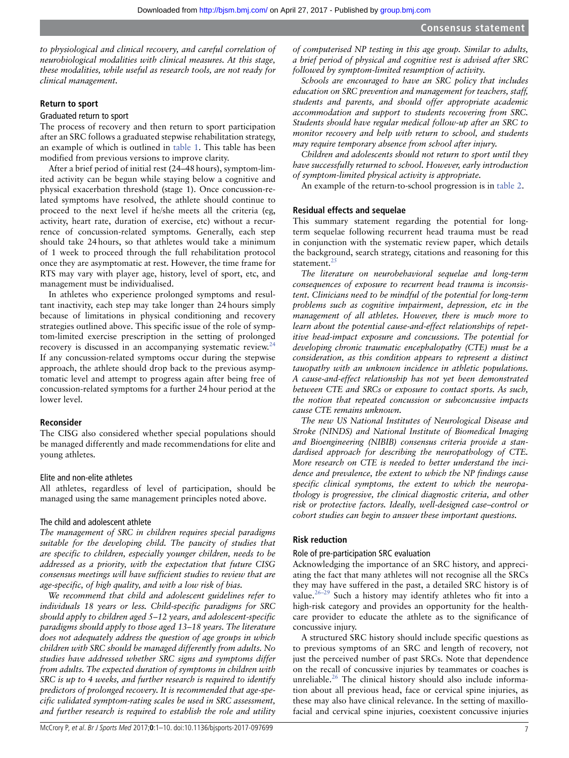*to physiological and clinical recovery, and careful correlation of neurobiological modalities with clinical measures. At this stage, these modalities, while useful as research tools, are not ready for clinical management.*

## Return to sport

### Graduated return to sport

The process of recovery and then return to sport participation after an SRC follows a graduated stepwise rehabilitation strategy, an example of which is outlined in table 1. This table has been modified from previous versions to improve clarity.

After a brief period of initial rest (24–48 hours), symptom-limited activity can be begun while staying below a cognitive and physical exacerbation threshold (stage 1). Once concussion-related symptoms have resolved, the athlete should continue to proceed to the next level if he/she meets all the criteria (eg, activity, heart rate, duration of exercise, etc) without a recurrence of concussion-related symptoms. Generally, each step should take 24 hours, so that athletes would take a minimum of 1 week to proceed through the full rehabilitation protocol once they are asymptomatic at rest. However, the time frame for RTS may vary with player age, history, level of sport, etc, and management must be individualised.

In athletes who experience prolonged symptoms and resultant inactivity, each step may take longer than 24 hours simply because of limitations in physical conditioning and recovery strategies outlined above. This specific issue of the role of symptom-limited exercise prescription in the setting of prolonged recovery is discussed in an accompanying systematic review.[24] If any concussion-related symptoms occur during the stepwise approach, the athlete should drop back to the previous asymptomatic level and attempt to progress again after being free of concussion-related symptoms for a further 24 hour period at the lower level.

## Reconsider

The CISG also considered whether special populations should be managed differently and made recommendations for elite and young athletes.

### Elite and non-elite athletes

All athletes, regardless of level of participation, should be managed using the same management principles noted above.

### The child and adolescent athlete

*The management of SRC in children requires special paradigms suitable for the developing child. The paucity of studies that are specific to children, especially younger children, needs to be addressed as a priority, with the expectation that future CISG consensus meetings will have sufficient studies to review that are age-specific, of high quality, and with a low risk of bias.*

*We recommend that child and adolescent guidelines refer to individuals 18 years or less. Child-specific paradigms for SRC should apply to children aged 5–12 years, and adolescent-specific paradigms should apply to those aged 13–18 years. The literature does not adequately address the question of age groups in which children with SRC should be managed differently from adults. No studies have addressed whether SRC signs and symptoms differ from adults. The expected duration of symptoms in children with SRC is up to 4 weeks, and further research is required to identify predictors of prolonged recovery. It is recommended that age-specific validated symptom-rating scales be used in SRC assessment, and further research is required to establish the role and utility of computerised NP testing in this age group. Similar to adults, a brief period of physical and cognitive rest is advised after SRC followed by symptom-limited resumption of activity.*

*Schools are encouraged to have an SRC policy that includes education on SRC prevention and management for teachers, staff, students and parents, and should offer appropriate academic accommodation and support to students recovering from SRC. Students should have regular medical follow-up after an SRC to monitor recovery and help with return to school, and students may require temporary absence from school after injury.*

*Children and adolescents should not return to sport until they have successfully returned to school. However, early introduction of symptom-limited physical activity is appropriate.*

An example of the return-to-school progression is in table 2.

## Residual effects and sequelae

This summary statement regarding the potential for long-term sequelae following recurrent head trauma must be read in conjunction with the systematic review paper, which details the background, search strategy, citations and reasoning for this statement.[25]

*The literature on neurobehavioral sequelae and long-term consequences of exposure to recurrent head trauma is inconsistent. Clinicians need to be mindful of the potential for long-term problems such as cognitive impairment, depression, etc in the management of all athletes. However, there is much more to learn about the potential cause-and-effect relationships of repetitive head-impact exposure and concussions. The potential for developing chronic traumatic encephalopathy (CTE) must be a consideration, as this condition appears to represent a distinct tauopathy with an unknown incidence in athletic populations. A cause-and-effect relationship has not yet been demonstrated between CTE and SRCs or exposure to contact sports. As such, the notion that repeated concussion or subconcussive impacts cause CTE remains unknown.*

*The new US National Institutes of Neurological Disease and Stroke (NINDS) and National Institute of Biomedical Imaging and Bioengineering (NIBIB) consensus criteria provide a standardised approach for describing the neuropathology of CTE. More research on CTE is needed to better understand the incidence and prevalence, the extent to which the NP findings cause specific clinical symptoms, the extent to which the neuropathology is progressive, the clinical diagnostic criteria, and other risk or protective factors. Ideally, well-designed case–control or cohort studies can begin to answer these important questions.*

## Risk reduction

### Role of pre-participation SRC evaluation

Acknowledging the importance of an SRC history, and appreciating the fact that many athletes will not recognise all the SRCs they may have suffered in the past, a detailed SRC history is of value.[26–29] Such a history may identify athletes who fit into a high-risk category and provides an opportunity for the healthcare provider to educate the athlete as to the significance of concussive injury.

A structured SRC history should include specific questions as to previous symptoms of an SRC and length of recovery, not just the perceived number of past SRCs. Note that dependence on the recall of concussive injuries by teammates or coaches is unreliable.[26] The clinical history should also include information about all previous head, face or cervical spine injuries, as these may also have clinical relevance. In the setting of maxillofacial and cervical spine injuries, coexistent concussive injuries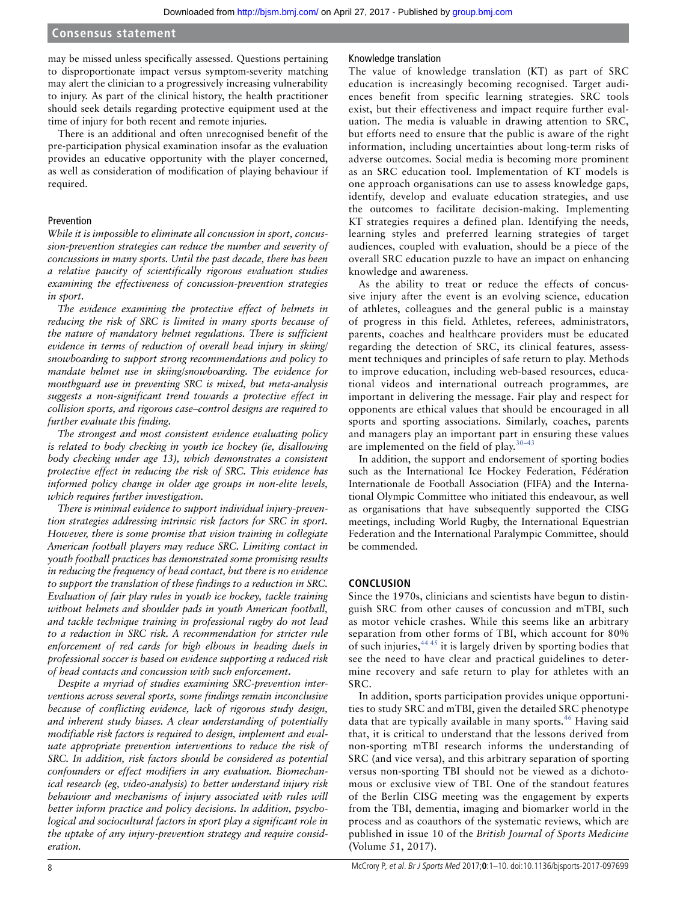may be missed unless specifically assessed. Questions pertaining to disproportionate impact versus symptom-severity matching may alert the clinician to a progressively increasing vulnerability to injury. As part of the clinical history, the health practitioner should seek details regarding protective equipment used at the time of injury for both recent and remote injuries.

There is an additional and often unrecognised benefit of the pre-participation physical examination insofar as the evaluation provides an educative opportunity with the player concerned, as well as consideration of modification of playing behaviour if required.

### Prevention

*While it is impossible to eliminate all concussion in sport, concussion-prevention strategies can reduce the number and severity of concussions in many sports. Until the past decade, there has been a relative paucity of scientifically rigorous evaluation studies examining the effectiveness of concussion-prevention strategies in sport.*

*The evidence examining the protective effect of helmets in reducing the risk of SRC is limited in many sports because of the nature of mandatory helmet regulations. There is sufficient evidence in terms of reduction of overall head injury in skiing/snowboarding to support strong recommendations and policy to mandate helmet use in skiing/snowboarding. The evidence for mouthguard use in preventing SRC is mixed, but meta-analysis suggests a non-significant trend towards a protective effect in collision sports, and rigorous case–control designs are required to further evaluate this finding.*

*The strongest and most consistent evidence evaluating policy is related to body checking in youth ice hockey (ie, disallowing body checking under age 13), which demonstrates a consistent protective effect in reducing the risk of SRC. This evidence has informed policy change in older age groups in non-elite levels, which requires further investigation.*

*There is minimal evidence to support individual injury-prevention strategies addressing intrinsic risk factors for SRC in sport. However, there is some promise that vision training in collegiate American football players may reduce SRC. Limiting contact in youth football practices has demonstrated some promising results in reducing the frequency of head contact, but there is no evidence to support the translation of these findings to a reduction in SRC. Evaluation of fair play rules in youth ice hockey, tackle training without helmets and shoulder pads in youth American football, and tackle technique training in professional rugby do not lead to a reduction in SRC risk. A recommendation for stricter rule enforcement of red cards for high elbows in heading duels in professional soccer is based on evidence supporting a reduced risk of head contacts and concussion with such enforcement.*

*Despite a myriad of studies examining SRC-prevention interventions across several sports, some findings remain inconclusive because of conflicting evidence, lack of rigorous study design, and inherent study biases. A clear understanding of potentially modifiable risk factors is required to design, implement and evaluate appropriate prevention interventions to reduce the risk of SRC. In addition, risk factors should be considered as potential confounders or effect modifiers in any evaluation. Biomechanical research (eg, video-analysis) to better understand injury risk behaviour and mechanisms of injury associated with rules will better inform practice and policy decisions. In addition, psychological and sociocultural factors in sport play a significant role in the uptake of any injury-prevention strategy and require consideration.*

### Knowledge translation

The value of knowledge translation (KT) as part of SRC education is increasingly becoming recognised. Target audiences benefit from specific learning strategies. SRC tools exist, but their effectiveness and impact require further evaluation. The media is valuable in drawing attention to SRC, but efforts need to ensure that the public is aware of the right information, including uncertainties about long-term risks of adverse outcomes. Social media is becoming more prominent as an SRC education tool. Implementation of KT models is one approach organisations can use to assess knowledge gaps, identify, develop and evaluate education strategies, and use the outcomes to facilitate decision-making. Implementing KT strategies requires a defined plan. Identifying the needs, learning styles and preferred learning strategies of target audiences, coupled with evaluation, should be a piece of the overall SRC education puzzle to have an impact on enhancing knowledge and awareness.

As the ability to treat or reduce the effects of concussive injury after the event is an evolving science, education of athletes, colleagues and the general public is a mainstay of progress in this field. Athletes, referees, administrators, parents, coaches and healthcare providers must be educated regarding the detection of SRC, its clinical features, assessment techniques and principles of safe return to play. Methods to improve education, including web-based resources, educational videos and international outreach programmes, are important in delivering the message. Fair play and respect for opponents are ethical values that should be encouraged in all sports and sporting associations. Similarly, coaches, parents and managers play an important part in ensuring these values are implemented on the field of play.[30–43]

In addition, the support and endorsement of sporting bodies such as the International Ice Hockey Federation, Fédération Internationale de Football Association (FIFA) and the International Olympic Committee who initiated this endeavour, as well as organisations that have subsequently supported the CISG meetings, including World Rugby, the International Equestrian Federation and the International Paralympic Committee, should be commended.

## CONCLUSION

Since the 1970s, clinicians and scientists have begun to distinguish SRC from other causes of concussion and mTBI, such as motor vehicle crashes. While this seems like an arbitrary separation from other forms of TBI, which account for 80% of such injuries,[44 45] it is largely driven by sporting bodies that see the need to have clear and practical guidelines to determine recovery and safe return to play for athletes with an SRC.

In addition, sports participation provides unique opportunities to study SRC and mTBI, given the detailed SRC phenotype data that are typically available in many sports.[46] Having said that, it is critical to understand that the lessons derived from non-sporting mTBI research informs the understanding of SRC (and vice versa), and this arbitrary separation of sporting versus non-sporting TBI should not be viewed as a dichotomous or exclusive view of TBI. One of the standout features of the Berlin CISG meeting was the engagement by experts from the TBI, dementia, imaging and biomarker world in the process and as coauthors of the systematic reviews, which are published in issue 10 of the *British Journal of Sports Medicine* (Volume 51, 2017).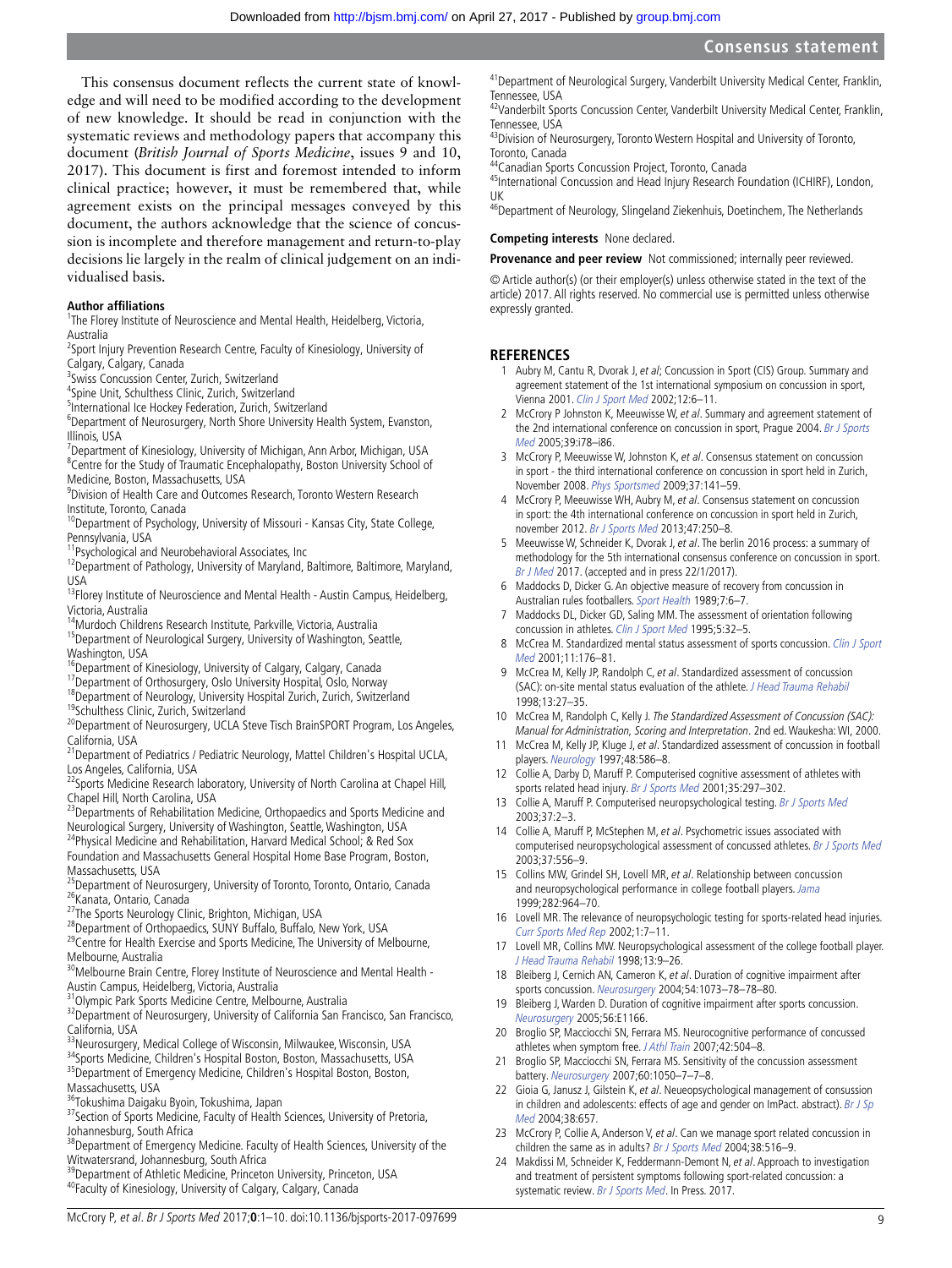This consensus document reflects the current state of knowledge and will need to be modified according to the development of new knowledge. It should be read in conjunction with the systematic reviews and methodology papers that accompany this document (*British Journal of Sports Medicine*, issues 9 and 10, 2017). This document is first and foremost intended to inform clinical practice; however, it must be remembered that, while agreement exists on the principal messages conveyed by this document, the authors acknowledge that the science of concussion is incomplete and therefore management and return-to-play decisions lie largely in the realm of clinical judgement on an individualised basis.

**Author affiliations**

[1]The Florey Institute of Neuroscience and Mental Health, Heidelberg, Victoria, Australia
[2]Sport Injury Prevention Research Centre, Faculty of Kinesiology, University of Calgary, Calgary, Canada
[3]Swiss Concussion Center, Zurich, Switzerland
[4]Spine Unit, Schulthess Clinic, Zurich, Switzerland
[5]International Ice Hockey Federation, Zurich, Switzerland
[6]Department of Neurosurgery, North Shore University Health System, Evanston, Illinois, USA
[7]Department of Kinesiology, University of Michigan, Ann Arbor, Michigan, USA
[8]Centre for the Study of Traumatic Encephalopathy, Boston University School of Medicine, Boston, Massachusetts, USA
[9]Division of Health Care and Outcomes Research, Toronto Western Research Institute, Toronto, Canada
[10]Department of Psychology, University of Missouri - Kansas City, State College, Pennsylvania, USA
[11]Psychological and Neurobehavioral Associates, Inc
[12]Department of Pathology, University of Maryland, Baltimore, Baltimore, Maryland, USA
[13]Florey Institute of Neuroscience and Mental Health - Austin Campus, Heidelberg, Victoria, Australia
[14]Murdoch Childrens Research Institute, Parkville, Victoria, Australia
[15]Department of Neurological Surgery, University of Washington, Seattle, Washington, USA
[16]Department of Kinesiology, University of Calgary, Calgary, Canada
[17]Department of Orthosurgery, Oslo University Hospital, Oslo, Norway
[18]Department of Neurology, University Hospital Zurich, Zurich, Switzerland
[19]Schulthess Clinic, Zurich, Switzerland
[20]Department of Neurosurgery, UCLA Steve Tisch BrainSPORT Program, Los Angeles, California, USA
[21]Department of Pediatrics / Pediatric Neurology, Mattel Children's Hospital UCLA, Los Angeles, California, USA
[22]Sports Medicine Research laboratory, University of North Carolina at Chapel Hill, Chapel Hill, North Carolina, USA
[23]Departments of Rehabilitation Medicine, Orthopaedics and Sports Medicine and Neurological Surgery, University of Washington, Seattle, Washington, USA
[24]Physical Medicine and Rehabilitation, Harvard Medical School; & Red Sox Foundation and Massachusetts General Hospital Home Base Program, Boston, Massachusetts, USA
[25]Department of Neurosurgery, University of Toronto, Toronto, Ontario, Canada
[26]Kanata, Ontario, Canada
[27]The Sports Neurology Clinic, Brighton, Michigan, USA
[28]Department of Orthopaedics, SUNY Buffalo, Buffalo, New York, USA
[29]Centre for Health Exercise and Sports Medicine, The University of Melbourne, Melbourne, Australia
[30]Melbourne Brain Centre, Florey Institute of Neuroscience and Mental Health - Austin Campus, Heidelberg, Victoria, Australia
[31]Olympic Park Sports Medicine Centre, Melbourne, Australia
[32]Department of Neurosurgery, University of California San Francisco, San Francisco, California, USA
[33]Neurosurgery, Medical College of Wisconsin, Milwaukee, Wisconsin, USA
[34]Sports Medicine, Children's Hospital Boston, Boston, Massachusetts, USA
[35]Department of Emergency Medicine, Children's Hospital Boston, Boston, Massachusetts, USA
[36]Tokushima Daigaku Byoin, Tokushima, Japan
[37]Section of Sports Medicine, Faculty of Health Sciences, University of Pretoria, Johannesburg, South Africa
[38]Department of Emergency Medicine. Faculty of Health Sciences, University of the Witwatersrand, Johannesburg, South Africa
[39]Department of Athletic Medicine, Princeton University, Princeton, USA
[40]Faculty of Kinesiology, University of Calgary, Calgary, Canada
[41]Department of Neurological Surgery, Vanderbilt University Medical Center, Franklin, Tennessee, USA
[42]Vanderbilt Sports Concussion Center, Vanderbilt University Medical Center, Franklin, Tennessee, USA
[43]Division of Neurosurgery, Toronto Western Hospital and University of Toronto, Toronto, Canada
[44]Canadian Sports Concussion Project, Toronto, Canada
[45]International Concussion and Head Injury Research Foundation (ICHIRF), London, UK
[46]Department of Neurology, Slingeland Ziekenhuis, Doetinchem, The Netherlands

**Competing interests** None declared.

**Provenance and peer review** Not commissioned; internally peer reviewed.

© Article author(s) (or their employer(s) unless otherwise stated in the text of the article) 2017. All rights reserved. No commercial use is permitted unless otherwise expressly granted.

## REFERENCES

1. Aubry M, Cantu R, Dvorak J, *et al*; Concussion in Sport (CIS) Group. Summary and agreement statement of the 1st international symposium on concussion in sport, Vienna 2001. *Clin J Sport Med* 2002;12:6–11.
2. McCrory P Johnston K, Meeuwisse W, *et al*. Summary and agreement statement of the 2nd international conference on concussion in sport, Prague 2004. *Br J Sports Med* 2005;39:i78–i86.
3. McCrory P, Meeuwisse W, Johnston K, *et al*. Consensus statement on concussion in sport - the third international conference on concussion in sport held in Zurich, November 2008. *Phys Sportsmed* 2009;37:141–59.
4. McCrory P, Meeuwisse WH, Aubry M, *et al*. Consensus statement on concussion in sport: the 4th international conference on concussion in sport held in Zurich, november 2012. *Br J Sports Med* 2013;47:250–8.
5. Meeuwisse W, Schneider K, Dvorak J, *et al*. The berlin 2016 process: a summary of methodology for the 5th international consensus conference on concussion in sport. *Br J Med* 2017. (accepted and in press 22/1/2017).
6. Maddocks D, Dicker G. An objective measure of recovery from concussion in Australian rules footballers. *Sport Health* 1989;7:6–7.
7. Maddocks DL, Dicker GD, Saling MM. The assessment of orientation following concussion in athletes. *Clin J Sport Med* 1995;5:32–5.
8. McCrea M. Standardized mental status assessment of sports concussion. *Clin J Sport Med* 2001;11:176–81.
9. McCrea M, Kelly JP, Randolph C, *et al*. Standardized assessment of concussion (SAC): on-site mental status evaluation of the athlete. *J Head Trauma Rehabil* 1998;13:27–35.
10. McCrea M, Randolph C, Kelly J. *The Standardized Assessment of Concussion (SAC): Manual for Administration, Scoring and Interpretation*. 2nd ed. Waukesha: WI, 2000.
11. McCrea M, Kelly JP, Kluge J, *et al*. Standardized assessment of concussion in football players. *Neurology* 1997;48:586–8.
12. Collie A, Darby D, Maruff P. Computerised cognitive assessment of athletes with sports related head injury. *Br J Sports Med* 2001;35:297–302.
13. Collie A, Maruff P. Computerised neuropsychological testing. *Br J Sports Med* 2003;37:2–3.
14. Collie A, Maruff P, McStephen M, *et al*. Psychometric issues associated with computerised neuropsychological assessment of concussed athletes. *Br J Sports Med* 2003;37:556–9.
15. Collins MW, Grindel SH, Lovell MR, *et al*. Relationship between concussion and neuropsychological performance in college football players. *Jama* 1999;282:964–70.
16. Lovell MR. The relevance of neuropsychologic testing for sports-related head injuries. *Curr Sports Med Rep* 2002;1:7–11.
17. Lovell MR, Collins MW. Neuropsychological assessment of the college football player. *J Head Trauma Rehabil* 1998;13:9–26.
18. Bleiberg J, Cernich AN, Cameron K, *et al*. Duration of cognitive impairment after sports concussion. *Neurosurgery* 2004;54:1073–78–78–80.
19. Bleiberg J, Warden D. Duration of cognitive impairment after sports concussion. *Neurosurgery* 2005;56:E1166.
20. Broglio SP, Macciocchi SN, Ferrara MS. Neurocognitive performance of concussed athletes when symptom free. *J Athl Train* 2007;42:504–8.
21. Broglio SP, Macciocchi SN, Ferrara MS. Sensitivity of the concussion assessment battery. *Neurosurgery* 2007;60:1050–7–7–8.
22. Gioia G, Janusz J, Gilstein K, *et al*. Neueopsychological management of consussion in children and adolescents: effects of age and gender on ImPact. abstract). *Br J Sp Med* 2004;38:657.
23. McCrory P, Collie A, Anderson V, *et al*. Can we manage sport related concussion in children the same as in adults? *Br J Sports Med* 2004;38:516–9.
24. Makdissi M, Schneider K, Feddermann-Demont N, *et al*. Approach to investigation and treatment of persistent symptoms following sport-related concussion: a systematic review. *Br J Sports Med*. In Press. 2017.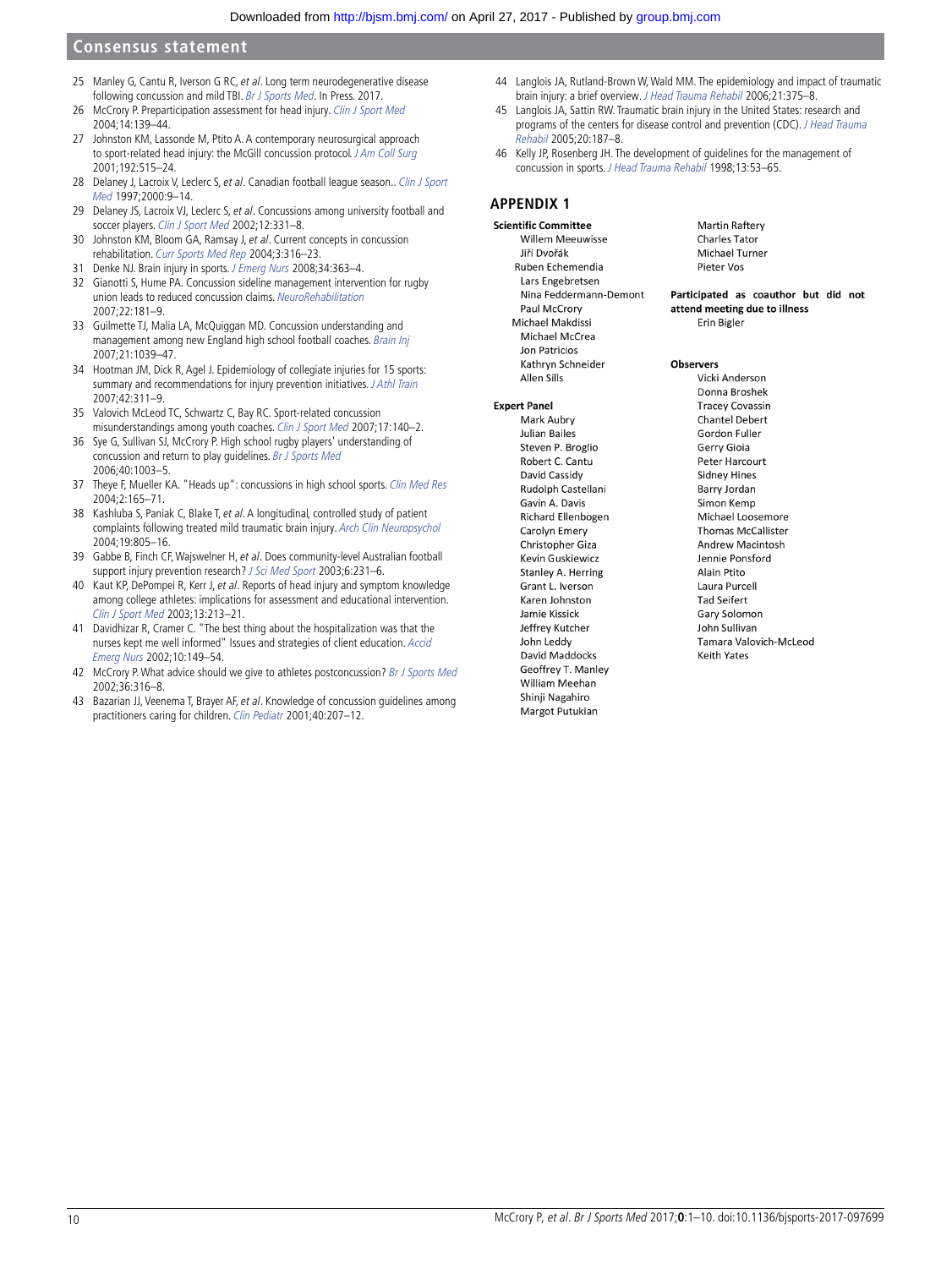25 Manley G, Cantu R, Iverson G RC, *et al*. Long term neurodegenerative disease following concussion and mild TBI. *Br J Sports Med*. In Press. 2017.

26 McCrory P. Preparticipation assessment for head injury. *Clin J Sport Med* 2004;14:139–44.

27 Johnston KM, Lassonde M, Ptito A. A contemporary neurosurgical approach to sport-related head injury: the McGill concussion protocol. *J Am Coll Surg* 2001;192:515–24.

28 Delaney J, Lacroix V, Leclerc S, *et al*. Canadian football league season.. *Clin J Sport Med* 1997;2000:9–14.

29 Delaney JS, Lacroix VJ, Leclerc S, *et al*. Concussions among university football and soccer players. *Clin J Sport Med* 2002;12:331–8.

30 Johnston KM, Bloom GA, Ramsay J, *et al*. Current concepts in concussion rehabilitation. *Curr Sports Med Rep* 2004;3:316–23.

31 Denke NJ. Brain injury in sports. *J Emerg Nurs* 2008;34:363–4.

32 Gianotti S, Hume PA. Concussion sideline management intervention for rugby union leads to reduced concussion claims. *NeuroRehabilitation* 2007;22:181–9.

33 Guilmette TJ, Malia LA, McQuiggan MD. Concussion understanding and management among new England high school football coaches. *Brain Inj* 2007;21:1039–47.

34 Hootman JM, Dick R, Agel J. Epidemiology of collegiate injuries for 15 sports: summary and recommendations for injury prevention initiatives. *J Athl Train* 2007;42:311–9.

35 Valovich McLeod TC, Schwartz C, Bay RC. Sport-related concussion misunderstandings among youth coaches. *Clin J Sport Med* 2007;17:140–2.

36 Sye G, Sullivan SJ, McCrory P. High school rugby players' understanding of concussion and return to play guidelines. *Br J Sports Med* 2006;40:1003–5.

37 Theye F, Mueller KA. "Heads up": concussions in high school sports. *Clin Med Res* 2004;2:165–71.

38 Kashluba S, Paniak C, Blake T, *et al*. A longitudinal, controlled study of patient complaints following treated mild traumatic brain injury. *Arch Clin Neuropsychol* 2004;19:805–16.

39 Gabbe B, Finch CF, Wajswelner H, *et al*. Does community-level Australian football support injury prevention research? *J Sci Med Sport* 2003;6:231–6.

40 Kaut KP, DePompei R, Kerr J, *et al*. Reports of head injury and symptom knowledge among college athletes: implications for assessment and educational intervention. *Clin J Sport Med* 2003;13:213–21.

41 Davidhizar R, Cramer C. "The best thing about the hospitalization was that the nurses kept me well informed" Issues and strategies of client education. *Accid Emerg Nurs* 2002;10:149–54.

42 McCrory P. What advice should we give to athletes postconcussion? *Br J Sports Med* 2002;36:316–8.

43 Bazarian JJ, Veenema T, Brayer AF, *et al*. Knowledge of concussion guidelines among practitioners caring for children. *Clin Pediatr* 2001;40:207–12.

44 Langlois JA, Rutland-Brown W, Wald MM. The epidemiology and impact of traumatic brain injury: a brief overview. *J Head Trauma Rehabil* 2006;21:375–8.

45 Langlois JA, Sattin RW. Traumatic brain injury in the United States: research and programs of the centers for disease control and prevention (CDC). *J Head Trauma Rehabil* 2005;20:187–8.

46 Kelly JP, Rosenberg JH. The development of guidelines for the management of concussion in sports. *J Head Trauma Rehabil* 1998;13:53–65.

## APPENDIX 1

**Scientific Committee**

Willem Meeuwisse
Jiří Dvořák
Ruben Echemendia
Lars Engebretsen
Nina Feddermann-Demont
Paul McCrory
Michael Makdissi
Michael McCrea
Jon Patricios
Kathryn Schneider
Allen Sills

**Expert Panel**

Mark Aubry
Julian Bailes
Steven P. Broglio
Robert C. Cantu
David Cassidy
Rudolph Castellani
Gavin A. Davis
Richard Ellenbogen
Carolyn Emery
Christopher Giza
Kevin Guskiewicz
Stanley A. Herring
Grant L. Iverson
Karen Johnston
Jamie Kissick
Jeffrey Kutcher
John Leddy
David Maddocks
Geoffrey T. Manley
William Meehan
Shinji Nagahiro
Margot Putukian
Martin Raftery
Charles Tator
Michael Turner
Pieter Vos

**Participated as coauthor but did not attend meeting due to illness**

Erin Bigler

**Observers**

Vicki Anderson
Donna Broshek
Tracey Covassin
Chantel Debert
Gordon Fuller
Gerry Gioia
Peter Harcourt
Sidney Hines
Barry Jordan
Simon Kemp
Michael Loosemore
Thomas McCallister
Andrew Macintosh
Jennie Ponsford
Alain Ptito
Laura Purcell
Tad Seifert
Gary Solomon
John Sullivan
Tamara Valovich-McLeod
Keith Yates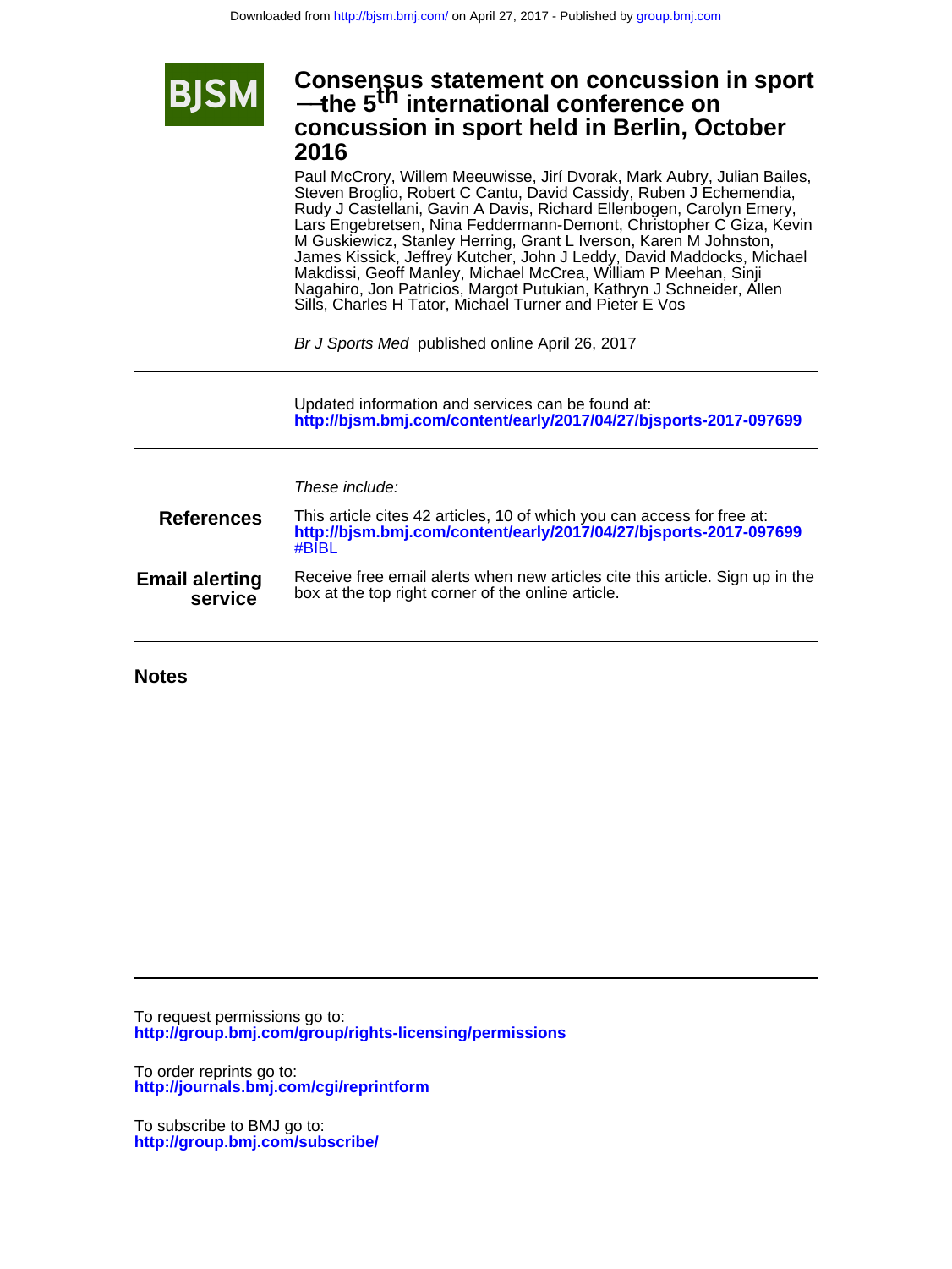Downloaded from http://bjsm.bmj.com/ on April 27, 2017 - Published by group.bmj.com

BJSM

# Consensus statement on concussion in sport —the 5th international conference on concussion in sport held in Berlin, October 2016

Paul McCrory, Willem Meeuwisse, Jirí Dvorak, Mark Aubry, Julian Bailes, Steven Broglio, Robert C Cantu, David Cassidy, Ruben J Echemendia, Rudy J Castellani, Gavin A Davis, Richard Ellenbogen, Carolyn Emery, Lars Engebretsen, Nina Feddermann-Demont, Christopher C Giza, Kevin M Guskiewicz, Stanley Herring, Grant L Iverson, Karen M Johnston, James Kissick, Jeffrey Kutcher, John J Leddy, David Maddocks, Michael Makdissi, Geoff Manley, Michael McCrea, William P Meehan, Sinji Nagahiro, Jon Patricios, Margot Putukian, Kathryn J Schneider, Allen Sills, Charles H Tator, Michael Turner and Pieter E Vos

*Br J Sports Med* published online April 26, 2017

Updated information and services can be found at:
**http://bjsm.bmj.com/content/early/2017/04/27/bjsports-2017-097699**

*These include:*

**References**
This article cites 42 articles, 10 of which you can access for free at:
**http://bjsm.bmj.com/content/early/2017/04/27/bjsports-2017-097699**
#BIBL

**Email alerting service**
Receive free email alerts when new articles cite this article. Sign up in the box at the top right corner of the online article.

## Notes

To request permissions go to:
**http://group.bmj.com/group/rights-licensing/permissions**

To order reprints go to:
**http://journals.bmj.com/cgi/reprintform**

To subscribe to BMJ go to:
**http://group.bmj.com/subscribe/**